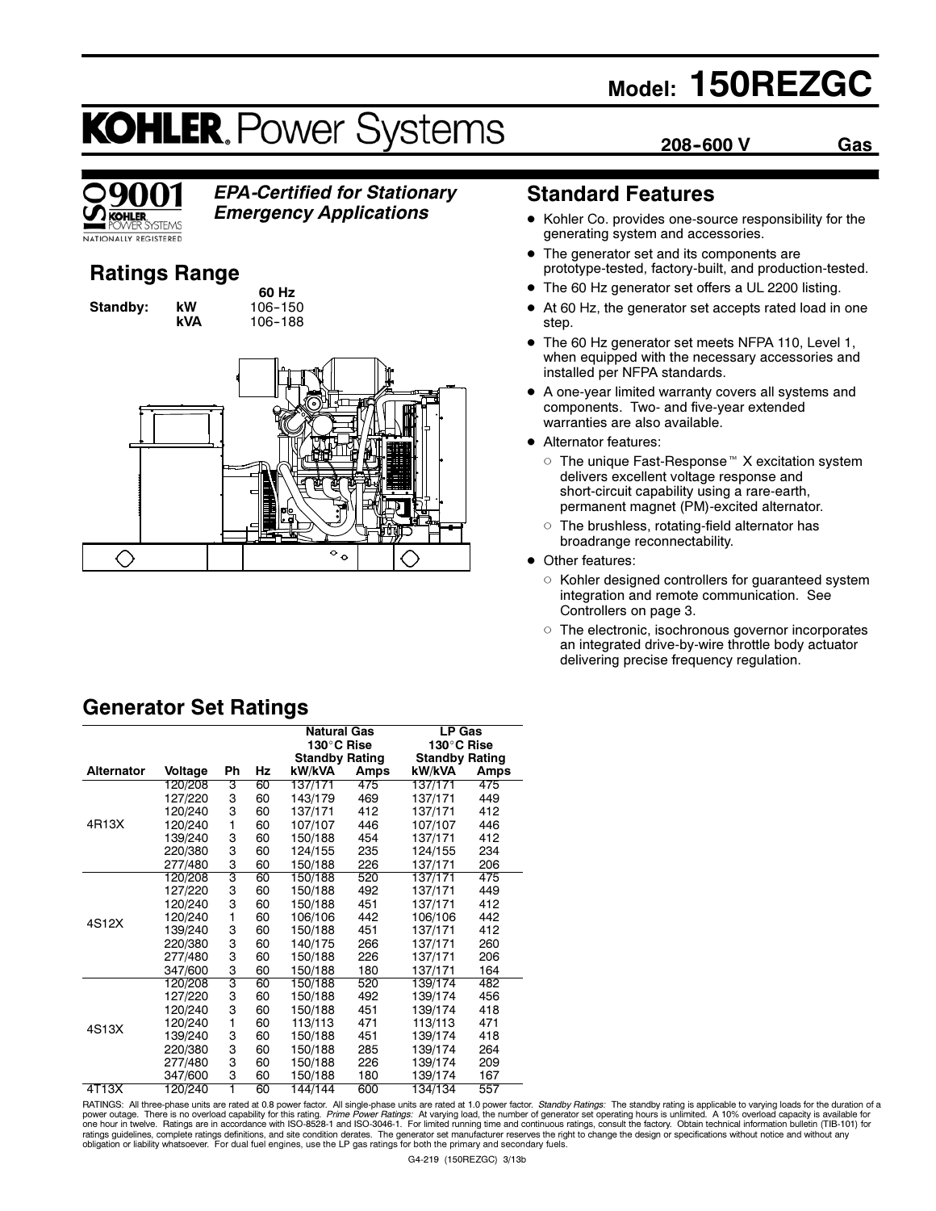# Model: 150REZGC

# KOHLER. Power Systems

**208-600 V** **Gas**

ISO 9001 KOHLER POWER SYSTEMS NATIONALLY REGISTERED

***EPA-Certified for Stationary Emergency Applications***

## Ratings Range

| | | 60 Hz |
|---|---|---|
| **Standby:** | **kW** | 106-150 |
| | **kVA** | 106-188 |

## Standard Features

- Kohler Co. provides one-source responsibility for the generating system and accessories.
- The generator set and its components are prototype-tested, factory-built, and production-tested.
- The 60 Hz generator set offers a UL 2200 listing.
- At 60 Hz, the generator set accepts rated load in one step.
- The 60 Hz generator set meets NFPA 110, Level 1, when equipped with the necessary accessories and installed per NFPA standards.
- A one-year limited warranty covers all systems and components. Two- and five-year extended warranties are also available.
- Alternator features:
  - The unique Fast-Response™ X excitation system delivers excellent voltage response and short-circuit capability using a rare-earth, permanent magnet (PM)-excited alternator.
  - The brushless, rotating-field alternator has broadrange reconnectability.
- Other features:
  - Kohler designed controllers for guaranteed system integration and remote communication. See Controllers on page 3.
  - The electronic, isochronous governor incorporates an integrated drive-by-wire throttle body actuator delivering precise frequency regulation.

## Generator Set Ratings

| | | | | Natural Gas 130°C Rise Standby Rating | | LP Gas 130°C Rise Standby Rating | |
|---|---|---|---|---|---|---|---|
| **Alternator** | **Voltage** | **Ph** | **Hz** | **kW/kVA** | **Amps** | **kW/kVA** | **Amps** |
| 4R13X | 120/208 | 3 | 60 | 137/171 | 475 | 137/171 | 475 |
| | 127/220 | 3 | 60 | 143/179 | 469 | 137/171 | 449 |
| | 120/240 | 3 | 60 | 137/171 | 412 | 137/171 | 412 |
| | 120/240 | 1 | 60 | 107/107 | 446 | 107/107 | 446 |
| | 139/240 | 3 | 60 | 150/188 | 454 | 137/171 | 412 |
| | 220/380 | 3 | 60 | 124/155 | 235 | 124/155 | 234 |
| | 277/480 | 3 | 60 | 150/188 | 226 | 137/171 | 206 |
| 4S12X | 120/208 | 3 | 60 | 150/188 | 520 | 137/171 | 475 |
| | 127/220 | 3 | 60 | 150/188 | 492 | 137/171 | 449 |
| | 120/240 | 3 | 60 | 150/188 | 451 | 137/171 | 412 |
| | 120/240 | 1 | 60 | 106/106 | 442 | 106/106 | 442 |
| | 139/240 | 3 | 60 | 150/188 | 451 | 137/171 | 412 |
| | 220/380 | 3 | 60 | 140/175 | 266 | 137/171 | 260 |
| | 277/480 | 3 | 60 | 150/188 | 226 | 137/171 | 206 |
| | 347/600 | 3 | 60 | 150/188 | 180 | 137/171 | 164 |
| 4S13X | 120/208 | 3 | 60 | 150/188 | 520 | 139/174 | 482 |
| | 127/220 | 3 | 60 | 150/188 | 492 | 139/174 | 456 |
| | 120/240 | 3 | 60 | 150/188 | 451 | 139/174 | 418 |
| | 120/240 | 1 | 60 | 113/113 | 471 | 113/113 | 471 |
| | 139/240 | 3 | 60 | 150/188 | 451 | 139/174 | 418 |
| | 220/380 | 3 | 60 | 150/188 | 285 | 139/174 | 264 |
| | 277/480 | 3 | 60 | 150/188 | 226 | 139/174 | 209 |
| | 347/600 | 3 | 60 | 150/188 | 180 | 139/174 | 167 |
| 4T13X | 120/240 | 1 | 60 | 144/144 | 600 | 134/134 | 557 |

RATINGS: All three-phase units are rated at 0.8 power factor. All single-phase units are rated at 1.0 power factor. *Standby Ratings:* The standby rating is applicable to varying loads for the duration of a power outage. There is no overload capability for this rating. *Prime Power Ratings:* At varying load, the number of generator set operating hours is unlimited. A 10% overload capacity is available for one hour in twelve. Ratings are in accordance with ISO-8528-1 and ISO-3046-1. For limited running time and continuous ratings, consult the factory. Obtain technical information bulletin (TIB-101) for ratings guidelines, complete ratings definitions, and site condition derates. The generator set manufacturer reserves the right to change the design or specifications without notice and without any obligation or liability whatsoever. For dual fuel engines, use the LP gas ratings for both the primary and secondary fuels.

G4-219 (150REZGC) 3/13b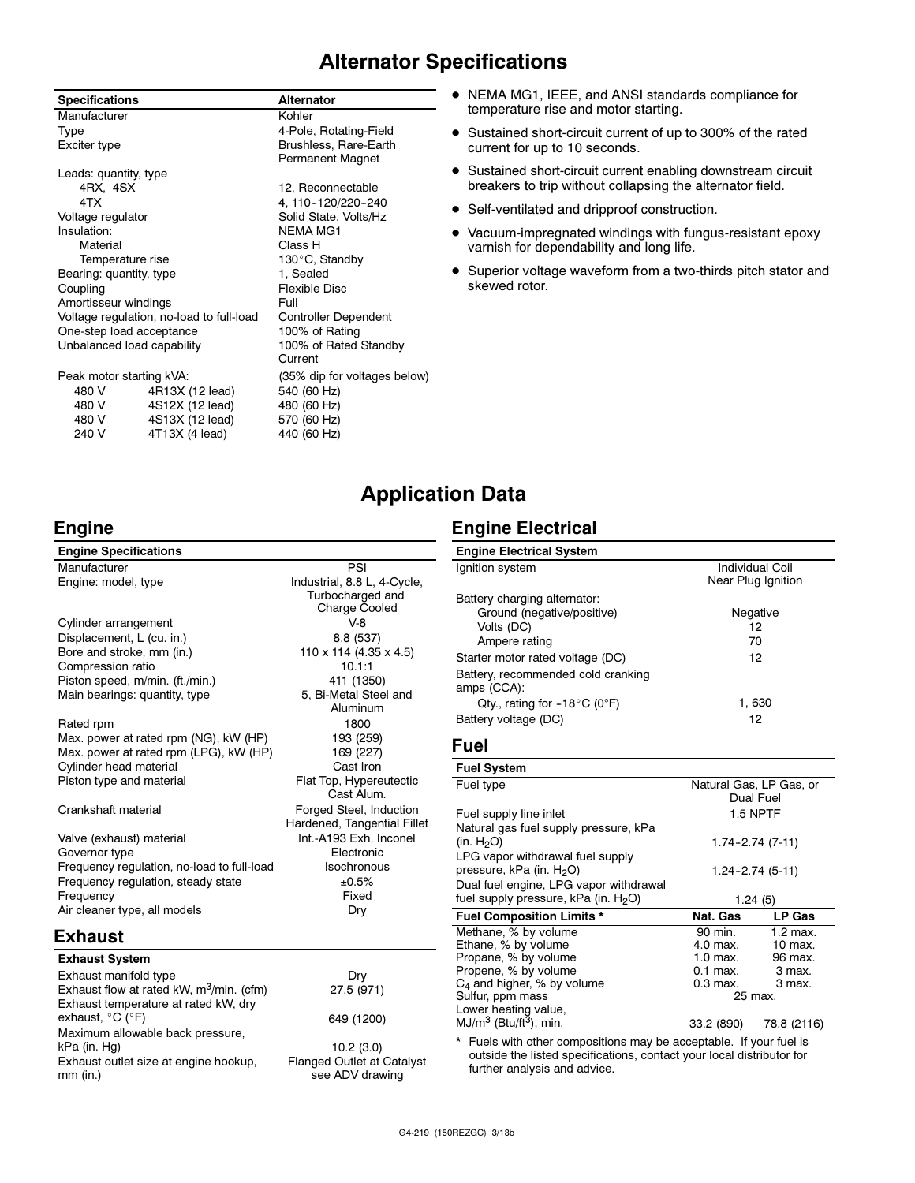# Alternator Specifications

| Specifications | | Alternator |
|---|---|---|
| Manufacturer | | Kohler |
| Type | | 4-Pole, Rotating-Field |
| Exciter type | | Brushless, Rare-Earth Permanent Magnet |
| Leads: quantity, type | | |
| 4RX, 4SX | | 12, Reconnectable |
| 4TX | | 4, 110-120/220-240 |
| Voltage regulator | | Solid State, Volts/Hz |
| Insulation: | | NEMA MG1 |
| Material | | Class H |
| Temperature rise | | 130°C, Standby |
| Bearing: quantity, type | | 1, Sealed |
| Coupling | | Flexible Disc |
| Amortisseur windings | | Full |
| Voltage regulation, no-load to full-load | | Controller Dependent |
| One-step load acceptance | | 100% of Rating |
| Unbalanced load capability | | 100% of Rated Standby Current |
| Peak motor starting kVA: | | (35% dip for voltages below) |
| 480 V | 4R13X (12 lead) | 540 (60 Hz) |
| 480 V | 4S12X (12 lead) | 480 (60 Hz) |
| 480 V | 4S13X (12 lead) | 570 (60 Hz) |
| 240 V | 4T13X (4 lead) | 440 (60 Hz) |

- NEMA MG1, IEEE, and ANSI standards compliance for temperature rise and motor starting.
- Sustained short-circuit current of up to 300% of the rated current for up to 10 seconds.
- Sustained short-circuit current enabling downstream circuit breakers to trip without collapsing the alternator field.
- Self-ventilated and dripproof construction.
- Vacuum-impregnated windings with fungus-resistant epoxy varnish for dependability and long life.
- Superior voltage waveform from a two-thirds pitch stator and skewed rotor.

# Application Data

## Engine

| Engine Specifications | |
|---|---|
| Manufacturer | PSI |
| Engine: model, type | Industrial, 8.8 L, 4-Cycle, Turbocharged and Charge Cooled |
| Cylinder arrangement | V-8 |
| Displacement, L (cu. in.) | 8.8 (537) |
| Bore and stroke, mm (in.) | 110 x 114 (4.35 x 4.5) |
| Compression ratio | 10.1:1 |
| Piston speed, m/min. (ft./min.) | 411 (1350) |
| Main bearings: quantity, type | 5, Bi-Metal Steel and Aluminum |
| Rated rpm | 1800 |
| Max. power at rated rpm (NG), kW (HP) | 193 (259) |
| Max. power at rated rpm (LPG), kW (HP) | 169 (227) |
| Cylinder head material | Cast Iron |
| Piston type and material | Flat Top, Hypereutectic Cast Alum. |
| Crankshaft material | Forged Steel, Induction Hardened, Tangential Fillet |
| Valve (exhaust) material | Int.-A193 Exh. Inconel |
| Governor type | Electronic |
| Frequency regulation, no-load to full-load | Isochronous |
| Frequency regulation, steady state | ±0.5% |
| Frequency | Fixed |
| Air cleaner type, all models | Dry |

## Exhaust

| Exhaust System | |
|---|---|
| Exhaust manifold type | Dry |
| Exhaust flow at rated kW, $m^3$/min. (cfm) | 27.5 (971) |
| Exhaust temperature at rated kW, dry exhaust, °C (°F) | 649 (1200) |
| Maximum allowable back pressure, kPa (in. Hg) | 10.2 (3.0) |
| Exhaust outlet size at engine hookup, mm (in.) | Flanged Outlet at Catalyst see ADV drawing |

## Engine Electrical

| Engine Electrical System | |
|---|---|
| Ignition system | Individual Coil Near Plug Ignition |
| Battery charging alternator: | |
| Ground (negative/positive) | Negative |
| Volts (DC) | 12 |
| Ampere rating | 70 |
| Starter motor rated voltage (DC) | 12 |
| Battery, recommended cold cranking amps (CCA): | |
| Qty., rating for -18°C (0°F) | 1, 630 |
| Battery voltage (DC) | 12 |

## Fuel

| Fuel System | |
|---|---|
| Fuel type | Natural Gas, LP Gas, or Dual Fuel |
| Fuel supply line inlet | 1.5 NPTF |
| Natural gas fuel supply pressure, kPa (in. $H_2O$) | 1.74-2.74 (7-11) |
| LPG vapor withdrawal fuel supply pressure, kPa (in. $H_2O$) | 1.24-2.74 (5-11) |
| Dual fuel engine, LPG vapor withdrawal fuel supply pressure, kPa (in. $H_2O$) | 1.24 (5) |

| Fuel Composition Limits * | Nat. Gas | LP Gas |
|---|---|---|
| Methane, % by volume | 90 min. | 1.2 max. |
| Ethane, % by volume | 4.0 max. | 10 max. |
| Propane, % by volume | 1.0 max. | 96 max. |
| Propene, % by volume | 0.1 max. | 3 max. |
| $C_4$ and higher, % by volume | 0.3 max. | 3 max. |
| Sulfur, ppm mass | 25 max. | |
| Lower heating value, $MJ/m^3$ ($Btu/ft^3$), min. | 33.2 (890) | 78.8 (2116) |

\* Fuels with other compositions may be acceptable. If your fuel is outside the listed specifications, contact your local distributor for further analysis and advice.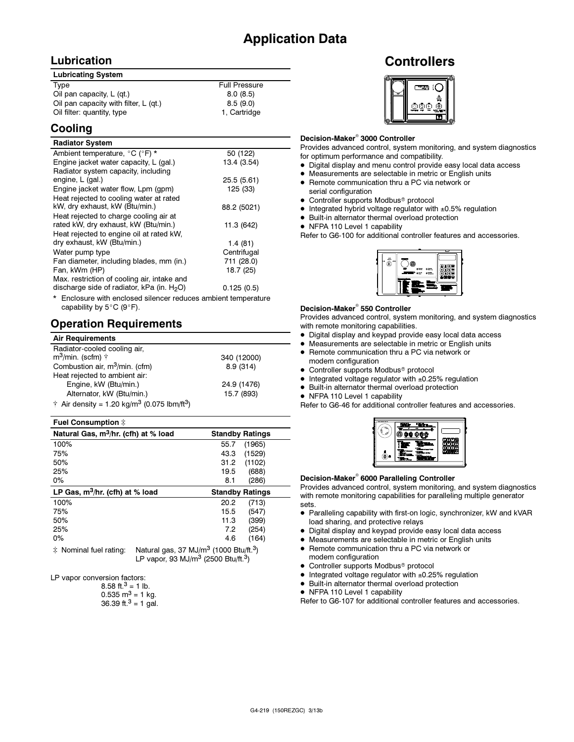# Application Data

## Lubrication

| Lubricating System | |
|---|---|
| Type | Full Pressure |
| Oil pan capacity, L (qt.) | 8.0 (8.5) |
| Oil pan capacity with filter, L (qt.) | 8.5 (9.0) |
| Oil filter: quantity, type | 1, Cartridge |

## Cooling

| Radiator System | |
|---|---|
| Ambient temperature, °C (°F) * | 50 (122) |
| Engine jacket water capacity, L (gal.) | 13.4 (3.54) |
| Radiator system capacity, including engine, L (gal.) | 25.5 (5.61) |
| Engine jacket water flow, Lpm (gpm) | 125 (33) |
| Heat rejected to cooling water at rated kW, dry exhaust, kW (Btu/min.) | 88.2 (5021) |
| Heat rejected to charge cooling air at rated kW, dry exhaust, kW (Btu/min.) | 11.3 (642) |
| Heat rejected to engine oil at rated kW, dry exhaust, kW (Btu/min.) | 1.4 (81) |
| Water pump type | Centrifugal |
| Fan diameter, including blades, mm (in.) | 711 (28.0) |
| Fan, kWm (HP) | 18.7 (25) |
| Max. restriction of cooling air, intake and discharge side of radiator, kPa (in. $H_2O$) | 0.125 (0.5) |

\* Enclosure with enclosed silencer reduces ambient temperature capability by 5°C (9°F).

## Operation Requirements

| Air Requirements | |
|---|---|
| Radiator-cooled cooling air, $m^3$/min. (scfm) † | 340 (12000) |
| Combustion air, $m^3$/min. (cfm) | 8.9 (314) |
| Heat rejected to ambient air: | |
| Engine, kW (Btu/min.) | 24.9 (1476) |
| Alternator, kW (Btu/min.) | 15.7 (893) |

† Air density = 1.20 kg/$m^3$ (0.075 lbm/$ft^3$)

| Fuel Consumption ‡ | |
|---|---|
| **Natural Gas, $m^3$/hr. (cfh) at % load** | **Standby Ratings** |
| 100% | 55.7 (1965) |
| 75% | 43.3 (1529) |
| 50% | 31.2 (1102) |
| 25% | 19.5 (688) |
| 0% | 8.1 (286) |
| **LP Gas, $m^3$/hr. (cfh) at % load** | **Standby Ratings** |
| 100% | 20.2 (713) |
| 75% | 15.5 (547) |
| 50% | 11.3 (399) |
| 25% | 7.2 (254) |
| 0% | 4.6 (164) |

‡ Nominal fuel rating: Natural gas, 37 MJ/$m^3$ (1000 Btu/ft.$^3$)
LP vapor, 93 MJ/$m^3$ (2500 Btu/ft.$^3$)

LP vapor conversion factors:
8.58 ft.$^3$ = 1 lb.
0.535 $m^3$ = 1 kg.
36.39 ft.$^3$ = 1 gal.

# Controllers

**Decision-Maker® 3000 Controller**

Provides advanced control, system monitoring, and system diagnostics for optimum performance and compatibility.

- Digital display and menu control provide easy local data access
- Measurements are selectable in metric or English units
- Remote communication thru a PC via network or serial configuration
- Controller supports Modbus® protocol
- Integrated hybrid voltage regulator with ±0.5% regulation
- Built-in alternator thermal overload protection
- NFPA 110 Level 1 capability

Refer to G6-100 for additional controller features and accessories.

**Decision-Maker® 550 Controller**

Provides advanced control, system monitoring, and system diagnostics with remote monitoring capabilities.

- Digital display and keypad provide easy local data access
- Measurements are selectable in metric or English units
- Remote communication thru a PC via network or modem configuration
- Controller supports Modbus® protocol
- Integrated voltage regulator with ±0.25% regulation
- Built-in alternator thermal overload protection
- NFPA 110 Level 1 capability

Refer to G6-46 for additional controller features and accessories.

**Decision-Maker® 6000 Paralleling Controller**

Provides advanced control, system monitoring, and system diagnostics with remote monitoring capabilities for paralleling multiple generator sets.

- Paralleling capability with first-on logic, synchronizer, kW and kVAR load sharing, and protective relays
- Digital display and keypad provide easy local data access
- Measurements are selectable in metric or English units
- Remote communication thru a PC via network or modem configuration
- Controller supports Modbus® protocol
- Integrated voltage regulator with ±0.25% regulation
- Built-in alternator thermal overload protection
- NFPA 110 Level 1 capability

Refer to G6-107 for additional controller features and accessories.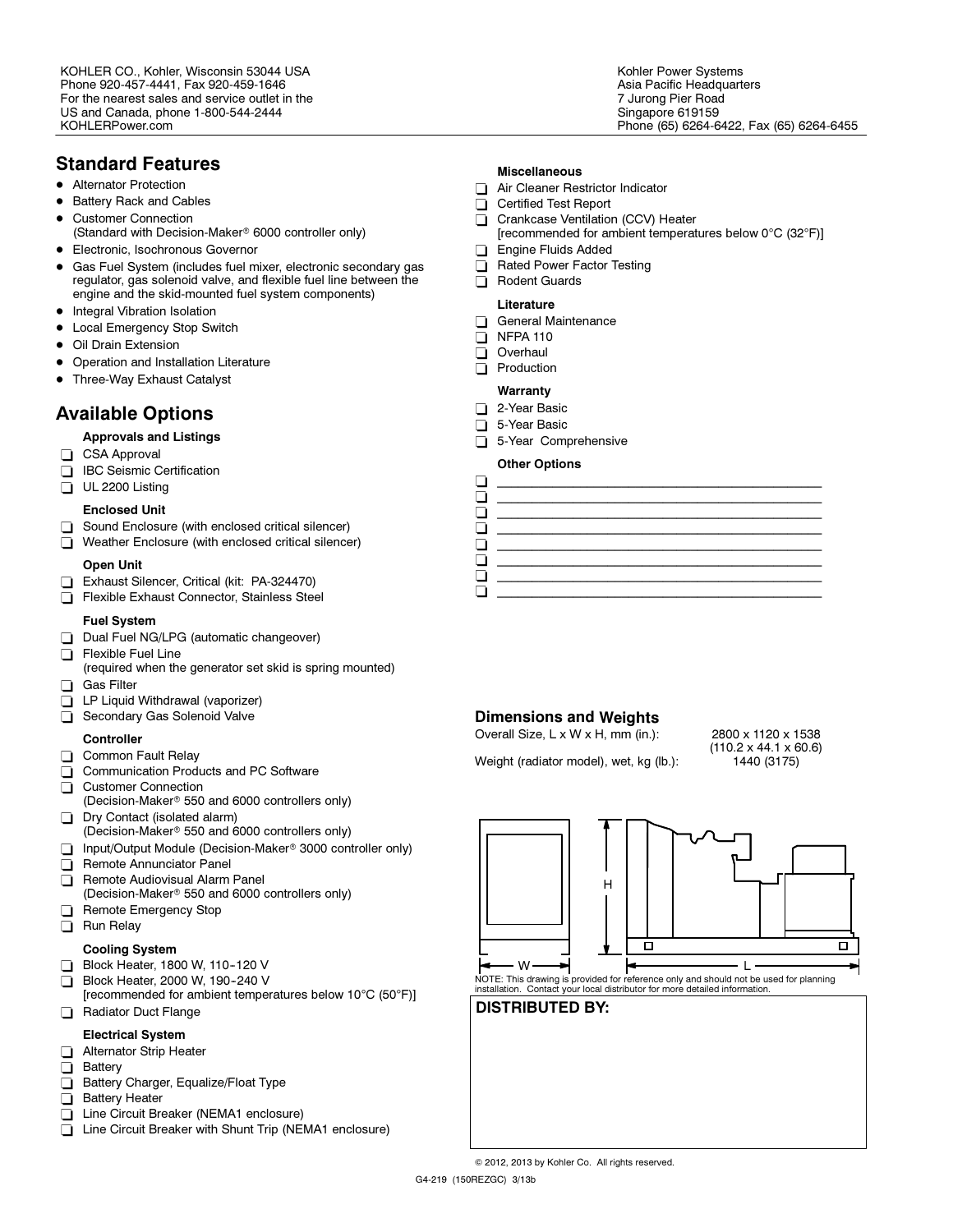KOHLER CO., Kohler, Wisconsin 53044 USA
Phone 920-457-4441, Fax 920-459-1646
For the nearest sales and service outlet in the US and Canada, phone 1-800-544-2444
KOHLERPower.com

Kohler Power Systems
Asia Pacific Headquarters
7 Jurong Pier Road
Singapore 619159
Phone (65) 6264-6422, Fax (65) 6264-6455

## Standard Features

- Alternator Protection
- Battery Rack and Cables
- Customer Connection (Standard with Decision-Maker® 6000 controller only)
- Electronic, Isochronous Governor
- Gas Fuel System (includes fuel mixer, electronic secondary gas regulator, gas solenoid valve, and flexible fuel line between the engine and the skid-mounted fuel system components)
- Integral Vibration Isolation
- Local Emergency Stop Switch
- Oil Drain Extension
- Operation and Installation Literature
- Three-Way Exhaust Catalyst

## Available Options

### Approvals and Listings

- ❑ CSA Approval
- ❑ IBC Seismic Certification
- ❑ UL 2200 Listing

### Enclosed Unit

- ❑ Sound Enclosure (with enclosed critical silencer)
- ❑ Weather Enclosure (with enclosed critical silencer)

### Open Unit

- ❑ Exhaust Silencer, Critical (kit: PA-324470)
- ❑ Flexible Exhaust Connector, Stainless Steel

### Fuel System

- ❑ Dual Fuel NG/LPG (automatic changeover)
- ❑ Flexible Fuel Line (required when the generator set skid is spring mounted)
- ❑ Gas Filter
- ❑ LP Liquid Withdrawal (vaporizer)
- ❑ Secondary Gas Solenoid Valve

### Controller

- ❑ Common Fault Relay
- ❑ Communication Products and PC Software
- ❑ Customer Connection (Decision-Maker® 550 and 6000 controllers only)
- ❑ Dry Contact (isolated alarm) (Decision-Maker® 550 and 6000 controllers only)
- ❑ Input/Output Module (Decision-Maker® 3000 controller only)
- ❑ Remote Annunciator Panel
- ❑ Remote Audiovisual Alarm Panel (Decision-Maker® 550 and 6000 controllers only)
- ❑ Remote Emergency Stop
- ❑ Run Relay

### Cooling System

- ❑ Block Heater, 1800 W, 110-120 V
- ❑ Block Heater, 2000 W, 190-240 V [recommended for ambient temperatures below 10°C (50°F)]
- ❑ Radiator Duct Flange

### Electrical System

- ❑ Alternator Strip Heater
- ❑ Battery
- ❑ Battery Charger, Equalize/Float Type
- ❑ Battery Heater
- ❑ Line Circuit Breaker (NEMA1 enclosure)
- ❑ Line Circuit Breaker with Shunt Trip (NEMA1 enclosure)

### Miscellaneous

- ❑ Air Cleaner Restrictor Indicator
- ❑ Certified Test Report
- ❑ Crankcase Ventilation (CCV) Heater [recommended for ambient temperatures below 0°C (32°F)]
- ❑ Engine Fluids Added
- ❑ Rated Power Factor Testing
- ❑ Rodent Guards

### Literature

- ❑ General Maintenance
- ❑ NFPA 110
- ❑ Overhaul
- ❑ Production

### Warranty

- ❑ 2-Year Basic
- ❑ 5-Year Basic
- ❑ 5-Year Comprehensive

### Other Options

- ❑ ____________________________________________
- ❑ ____________________________________________
- ❑ ____________________________________________
- ❑ ____________________________________________
- ❑ ____________________________________________
- ❑ ____________________________________________
- ❑ ____________________________________________
- ❑ ____________________________________________

## Dimensions and Weights

| | |
|---|---|
| Overall Size, L x W x H, mm (in.): | 2800 x 1120 x 1538 (110.2 x 44.1 x 60.6) |
| Weight (radiator model), wet, kg (lb.): | 1440 (3175) |

H

W

L

NOTE: This drawing is provided for reference only and should not be used for planning installation. Contact your local distributor for more detailed information.

**DISTRIBUTED BY:**

© 2012, 2013 by Kohler Co. All rights reserved.

G4-219 (150REZGC) 3/13b